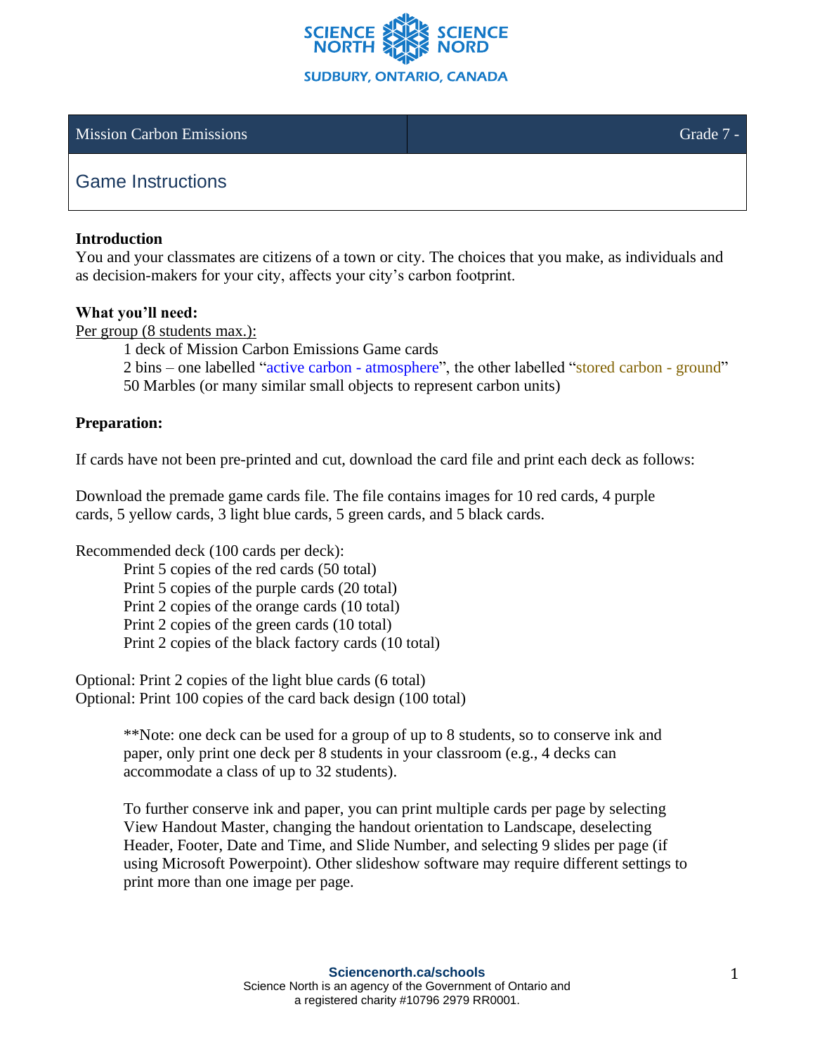| Mission Carbon Emissions | Grade 7 - |
|---|---|

## Game Instructions

**Introduction**
You and your classmates are citizens of a town or city. The choices that you make, as individuals and as decision-makers for your city, affects your city's carbon footprint.

**What you'll need:**

Per group (8 students max.):

- 1 deck of Mission Carbon Emissions Game cards
- 2 bins – one labelled "active carbon - atmosphere", the other labelled "stored carbon - ground"
- 50 Marbles (or many similar small objects to represent carbon units)

**Preparation:**

If cards have not been pre-printed and cut, download the card file and print each deck as follows:

Download the premade game cards file. The file contains images for 10 red cards, 4 purple cards, 5 yellow cards, 3 light blue cards, 5 green cards, and 5 black cards.

Recommended deck (100 cards per deck):

- Print 5 copies of the red cards (50 total)
- Print 5 copies of the purple cards (20 total)
- Print 2 copies of the orange cards (10 total)
- Print 2 copies of the green cards (10 total)
- Print 2 copies of the black factory cards (10 total)

Optional: Print 2 copies of the light blue cards (6 total)
Optional: Print 100 copies of the card back design (100 total)

> **Note: one deck can be used for a group of up to 8 students, so to conserve ink and paper, only print one deck per 8 students in your classroom (e.g., 4 decks can accommodate a class of up to 32 students).
>
> To further conserve ink and paper, you can print multiple cards per page by selecting View Handout Master, changing the handout orientation to Landscape, deselecting Header, Footer, Date and Time, and Slide Number, and selecting 9 slides per page (if using Microsoft Powerpoint). Other slideshow software may require different settings to print more than one image per page.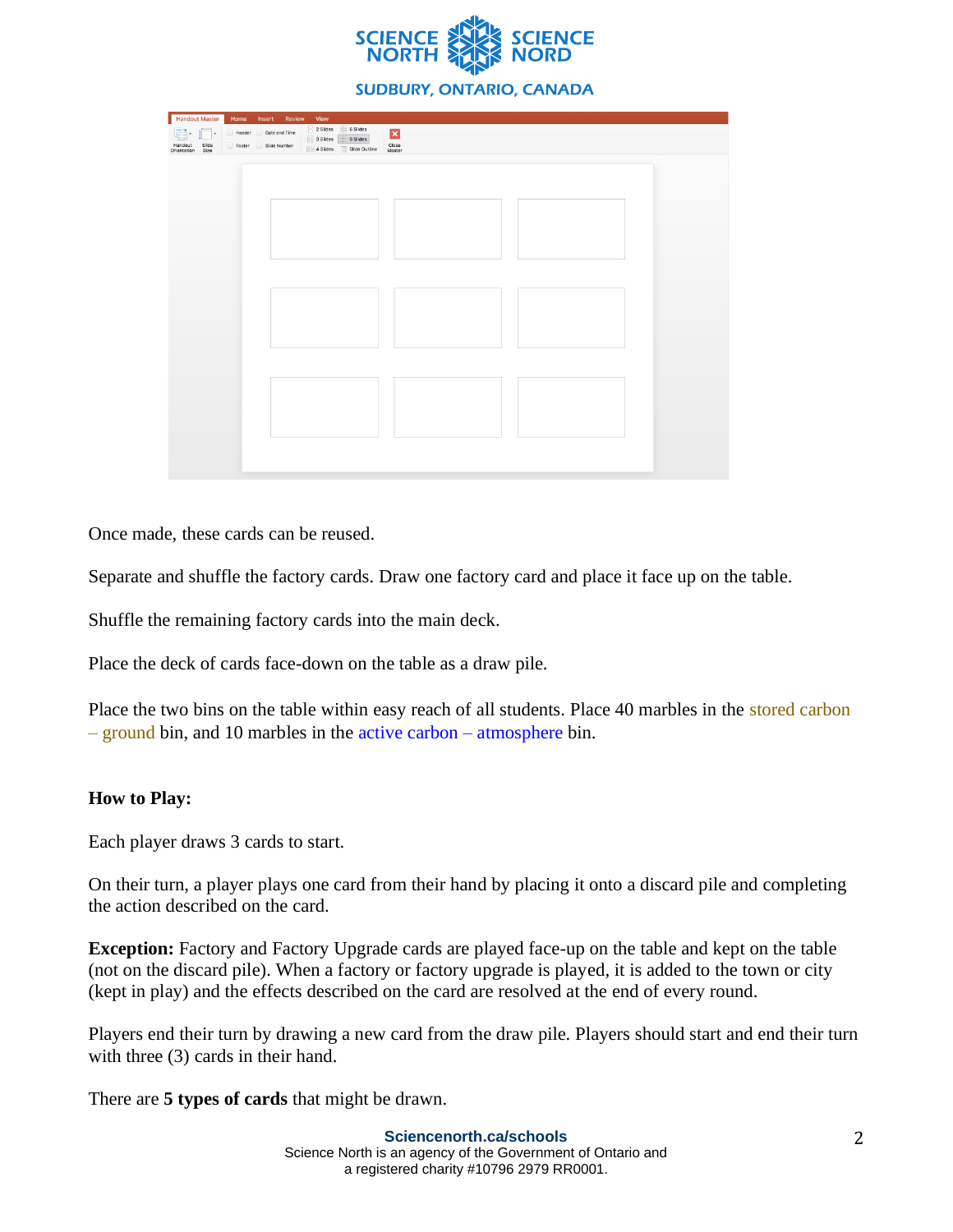Once made, these cards can be reused.

Separate and shuffle the factory cards. Draw one factory card and place it face up on the table.

Shuffle the remaining factory cards into the main deck.

Place the deck of cards face-down on the table as a draw pile.

Place the two bins on the table within easy reach of all students. Place 40 marbles in the stored carbon – ground bin, and 10 marbles in the active carbon – atmosphere bin.

**How to Play:**

Each player draws 3 cards to start.

On their turn, a player plays one card from their hand by placing it onto a discard pile and completing the action described on the card.

**Exception:** Factory and Factory Upgrade cards are played face-up on the table and kept on the table (not on the discard pile). When a factory or factory upgrade is played, it is added to the town or city (kept in play) and the effects described on the card are resolved at the end of every round.

Players end their turn by drawing a new card from the draw pile. Players should start and end their turn with three (3) cards in their hand.

There are **5 types of cards** that might be drawn.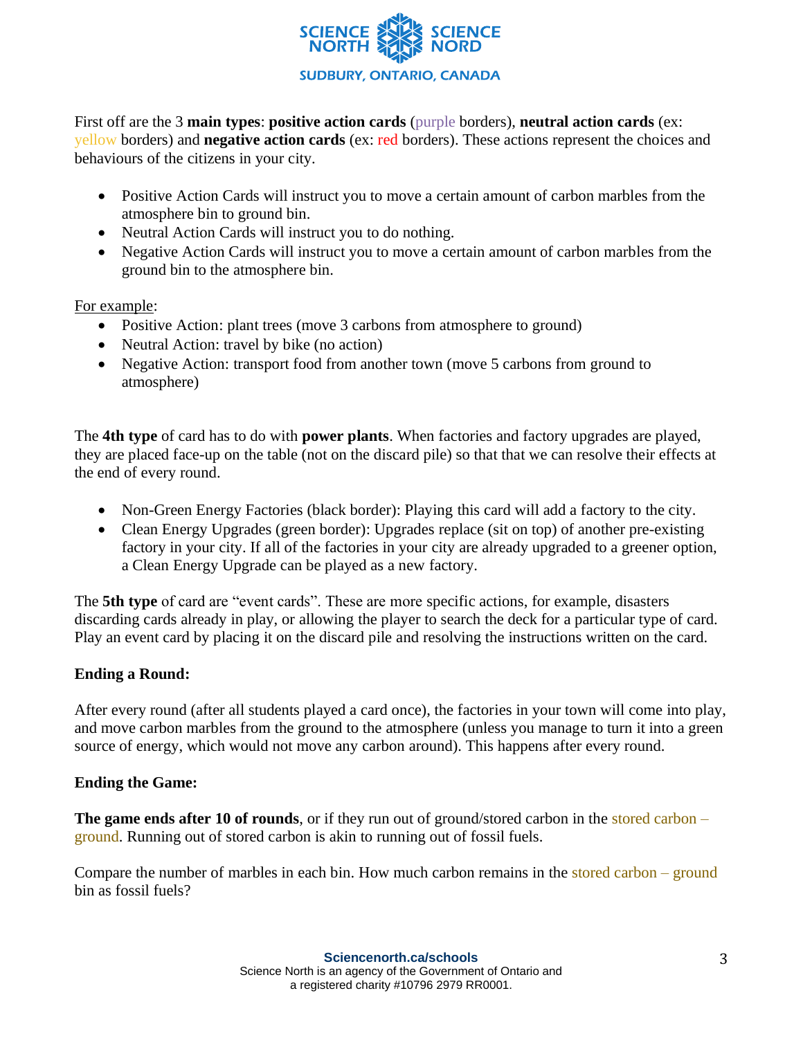First off are the 3 **main types**: **positive action cards** (purple borders), **neutral action cards** (ex: yellow borders) and **negative action cards** (ex: red borders). These actions represent the choices and behaviours of the citizens in your city.

- Positive Action Cards will instruct you to move a certain amount of carbon marbles from the atmosphere bin to ground bin.
- Neutral Action Cards will instruct you to do nothing.
- Negative Action Cards will instruct you to move a certain amount of carbon marbles from the ground bin to the atmosphere bin.

For example:

- Positive Action: plant trees (move 3 carbons from atmosphere to ground)
- Neutral Action: travel by bike (no action)
- Negative Action: transport food from another town (move 5 carbons from ground to atmosphere)

The **4th type** of card has to do with **power plants**. When factories and factory upgrades are played, they are placed face-up on the table (not on the discard pile) so that that we can resolve their effects at the end of every round.

- Non-Green Energy Factories (black border): Playing this card will add a factory to the city.
- Clean Energy Upgrades (green border): Upgrades replace (sit on top) of another pre-existing factory in your city. If all of the factories in your city are already upgraded to a greener option, a Clean Energy Upgrade can be played as a new factory.

The **5th type** of card are "event cards". These are more specific actions, for example, disasters discarding cards already in play, or allowing the player to search the deck for a particular type of card. Play an event card by placing it on the discard pile and resolving the instructions written on the card.

**Ending a Round:**

After every round (after all students played a card once), the factories in your town will come into play, and move carbon marbles from the ground to the atmosphere (unless you manage to turn it into a green source of energy, which would not move any carbon around). This happens after every round.

**Ending the Game:**

**The game ends after 10 of rounds**, or if they run out of ground/stored carbon in the stored carbon – ground. Running out of stored carbon is akin to running out of fossil fuels.

Compare the number of marbles in each bin. How much carbon remains in the stored carbon – ground bin as fossil fuels?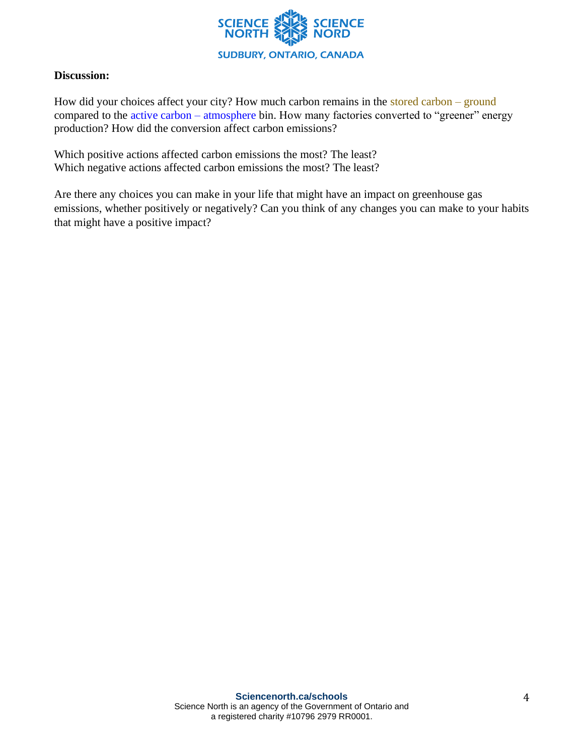**Discussion:**

How did your choices affect your city? How much carbon remains in the stored carbon – ground compared to the active carbon – atmosphere bin. How many factories converted to "greener" energy production? How did the conversion affect carbon emissions?

Which positive actions affected carbon emissions the most? The least?
Which negative actions affected carbon emissions the most? The least?

Are there any choices you can make in your life that might have an impact on greenhouse gas emissions, whether positively or negatively? Can you think of any changes you can make to your habits that might have a positive impact?